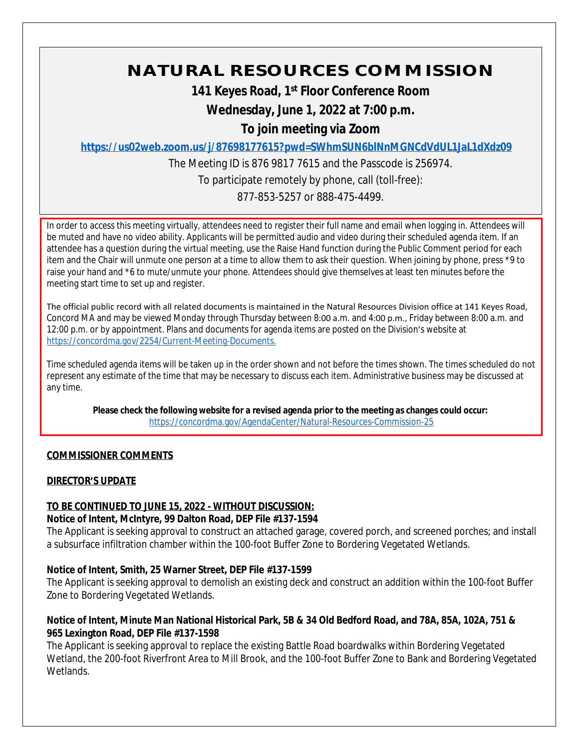# NATURAL RESOURCES COMMISSION

**141 Keyes Road, 1st Floor Conference Room**

**Wednesday, June 1, 2022 at 7:00 p.m.**

**To join meeting via Zoom**

**https://us02web.zoom.us/j/87698177615?pwd=SWhmSUN6blNnMGNCdVdUL1JaL1dXdz09**

The Meeting ID is 876 9817 7615 and the Passcode is 256974.

To participate remotely by phone, call (toll-free):

877-853-5257 or 888-475-4499.

In order to access this meeting virtually, attendees need to register their full name and email when logging in. Attendees will be muted and have no video ability. Applicants will be permitted audio and video during their scheduled agenda item. If an attendee has a question during the virtual meeting, use the Raise Hand function during the Public Comment period for each item and the Chair will unmute one person at a time to allow them to ask their question. When joining by phone, press *9 to raise your hand and *6 to mute/unmute your phone. Attendees should give themselves at least ten minutes before the meeting start time to set up and register.

The official public record with all related documents is maintained in the Natural Resources Division office at 141 Keyes Road, Concord MA and may be viewed Monday through Thursday between 8:00 a.m. and 4:00 p.m., Friday between 8:00 a.m. and 12:00 p.m. or by appointment. Plans and documents for agenda items are posted on the Division's website at https://concordma.gov/2254/Current-Meeting-Documents.

Time scheduled agenda items will be taken up in the order shown and not before the times shown. The times scheduled do not represent any estimate of the time that may be necessary to discuss each item. Administrative business may be discussed at any time.

**Please check the following website for a revised agenda prior to the meeting as changes could occur:**
https://concordma.gov/AgendaCenter/Natural-Resources-Commission-25

**COMMISSIONER COMMENTS**

**DIRECTOR'S UPDATE**

**TO BE CONTINUED TO JUNE 15, 2022 - WITHOUT DISCUSSION:**

**Notice of Intent, McIntyre, 99 Dalton Road, DEP File #137-1594**
The Applicant is seeking approval to construct an attached garage, covered porch, and screened porches; and install a subsurface infiltration chamber within the 100-foot Buffer Zone to Bordering Vegetated Wetlands.

**Notice of Intent, Smith, 25 Warner Street, DEP File #137-1599**
The Applicant is seeking approval to demolish an existing deck and construct an addition within the 100-foot Buffer Zone to Bordering Vegetated Wetlands.

**Notice of Intent, Minute Man National Historical Park, 5B & 34 Old Bedford Road, and 78A, 85A, 102A, 751 & 965 Lexington Road, DEP File #137-1598**
The Applicant is seeking approval to replace the existing Battle Road boardwalks within Bordering Vegetated Wetland, the 200-foot Riverfront Area to Mill Brook, and the 100-foot Buffer Zone to Bank and Bordering Vegetated Wetlands.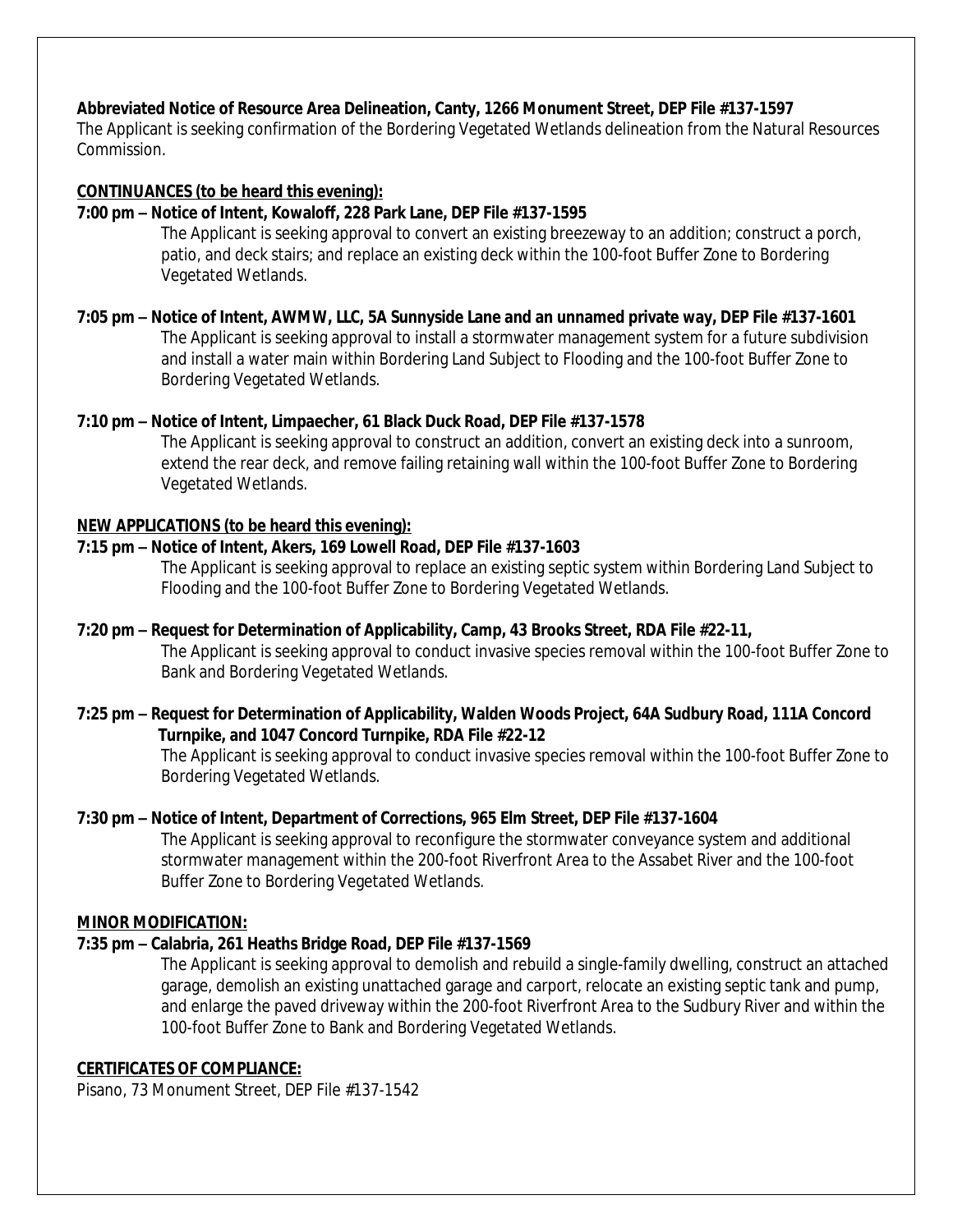**Abbreviated Notice of Resource Area Delineation, Canty, 1266 Monument Street, DEP File #137-1597**

The Applicant is seeking confirmation of the Bordering Vegetated Wetlands delineation from the Natural Resources Commission.

**CONTINUANCES (to be heard this evening):**

**7:00 pm – Notice of Intent, Kowaloff, 228 Park Lane, DEP File #137-1595**

The Applicant is seeking approval to convert an existing breezeway to an addition; construct a porch, patio, and deck stairs; and replace an existing deck within the 100-foot Buffer Zone to Bordering Vegetated Wetlands.

**7:05 pm – Notice of Intent, AWMW, LLC, 5A Sunnyside Lane and an unnamed private way, DEP File #137-1601**

The Applicant is seeking approval to install a stormwater management system for a future subdivision and install a water main within Bordering Land Subject to Flooding and the 100-foot Buffer Zone to Bordering Vegetated Wetlands.

**7:10 pm – Notice of Intent, Limpaecher, 61 Black Duck Road, DEP File #137-1578**

The Applicant is seeking approval to construct an addition, convert an existing deck into a sunroom, extend the rear deck, and remove failing retaining wall within the 100-foot Buffer Zone to Bordering Vegetated Wetlands.

**NEW APPLICATIONS (to be heard this evening):**

**7:15 pm – Notice of Intent, Akers, 169 Lowell Road, DEP File #137-1603**

The Applicant is seeking approval to replace an existing septic system within Bordering Land Subject to Flooding and the 100-foot Buffer Zone to Bordering Vegetated Wetlands.

**7:20 pm – Request for Determination of Applicability, Camp, 43 Brooks Street, RDA File #22-11,**

The Applicant is seeking approval to conduct invasive species removal within the 100-foot Buffer Zone to Bank and Bordering Vegetated Wetlands.

**7:25 pm – Request for Determination of Applicability, Walden Woods Project, 64A Sudbury Road, 111A Concord Turnpike, and 1047 Concord Turnpike, RDA File #22-12**

The Applicant is seeking approval to conduct invasive species removal within the 100-foot Buffer Zone to Bordering Vegetated Wetlands.

**7:30 pm – Notice of Intent, Department of Corrections, 965 Elm Street, DEP File #137-1604**

The Applicant is seeking approval to reconfigure the stormwater conveyance system and additional stormwater management within the 200-foot Riverfront Area to the Assabet River and the 100-foot Buffer Zone to Bordering Vegetated Wetlands.

**MINOR MODIFICATION:**

**7:35 pm – Calabria, 261 Heaths Bridge Road, DEP File #137-1569**

The Applicant is seeking approval to demolish and rebuild a single-family dwelling, construct an attached garage, demolish an existing unattached garage and carport, relocate an existing septic tank and pump, and enlarge the paved driveway within the 200-foot Riverfront Area to the Sudbury River and within the 100-foot Buffer Zone to Bank and Bordering Vegetated Wetlands.

**CERTIFICATES OF COMPLIANCE:**

Pisano, 73 Monument Street, DEP File #137-1542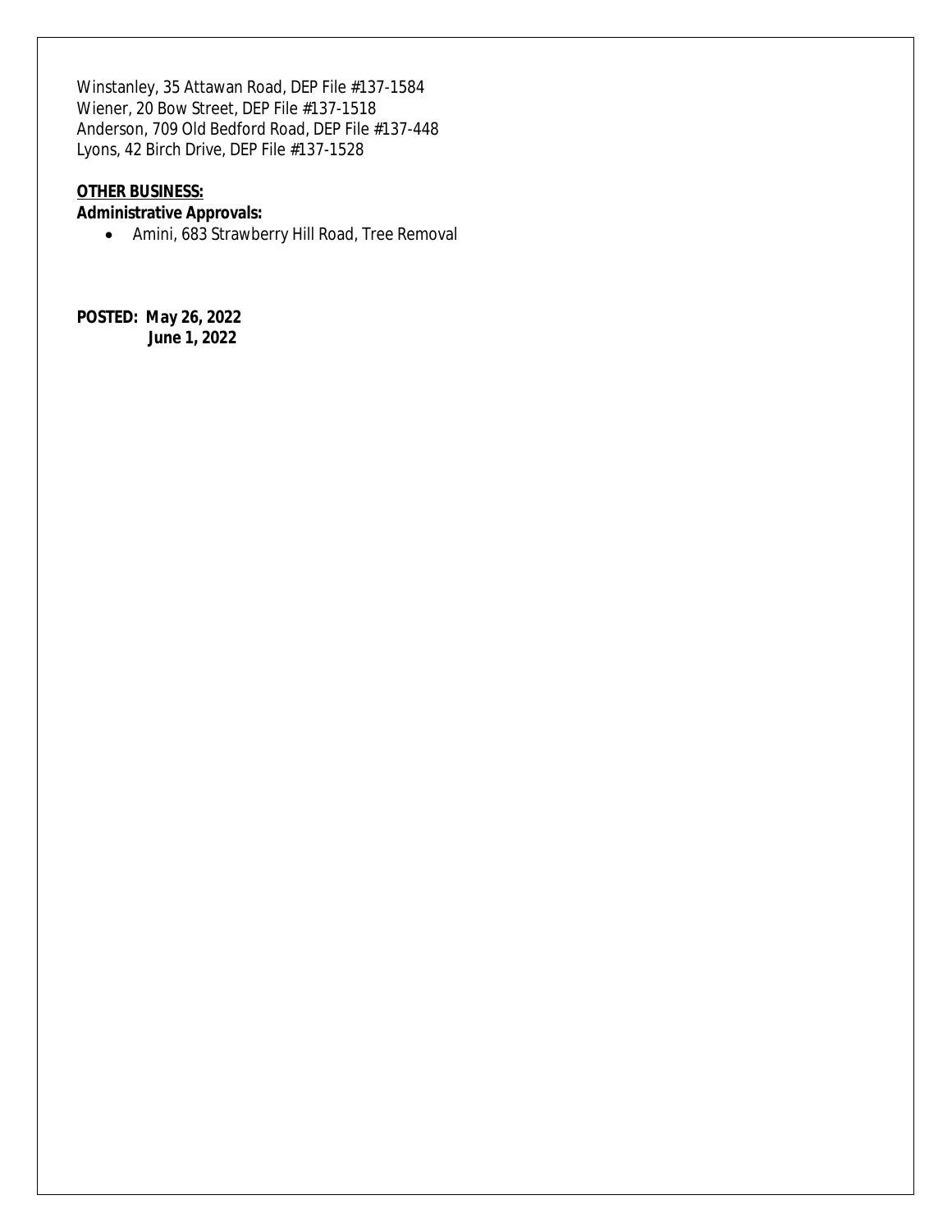Winstanley, 35 Attawan Road, DEP File #137-1584
Wiener, 20 Bow Street, DEP File #137-1518
Anderson, 709 Old Bedford Road, DEP File #137-448
Lyons, 42 Birch Drive, DEP File #137-1528

**OTHER BUSINESS:**

**Administrative Approvals:**

- Amini, 683 Strawberry Hill Road, Tree Removal

**POSTED: May 26, 2022**
**June 1, 2022**